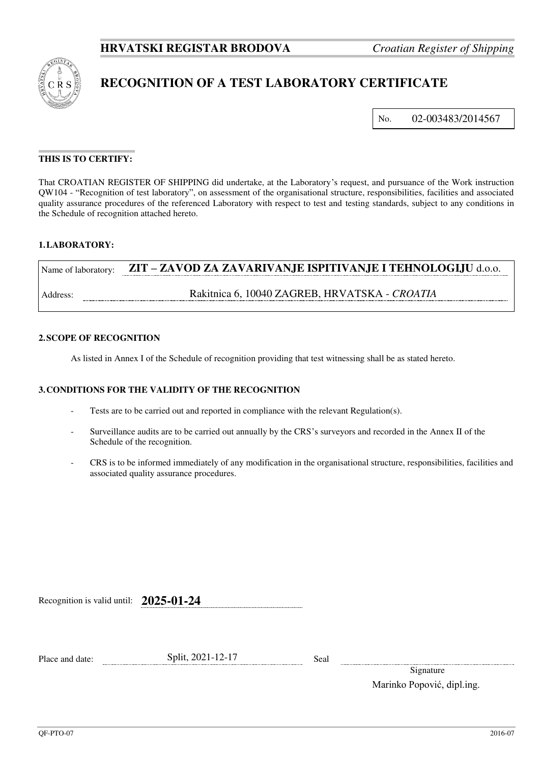**HRVATSKI REGISTAR BRODOVA** *Croatian Register of Shipping*

# RECOGNITION OF A TEST LABORATORY CERTIFICATE

No. 02-003483/2014567

**THIS IS TO CERTIFY:**

That CROATIAN REGISTER OF SHIPPING did undertake, at the Laboratory's request, and pursuance of the Work instruction QW104 - "Recognition of test laboratory", on assessment of the organisational structure, responsibilities, facilities and associated quality assurance procedures of the referenced Laboratory with respect to test and testing standards, subject to any conditions in the Schedule of recognition attached hereto.

## 1. LABORATORY:

| | |
|---|---|
| Name of laboratory: | **ZIT – ZAVOD ZA ZAVARIVANJE ISPITIVANJE I TEHNOLOGIJU** d.o.o. |
| Address: | Rakitnica 6, 10040 ZAGREB, HRVATSKA - *CROATIA* |

## 2. SCOPE OF RECOGNITION

As listed in Annex I of the Schedule of recognition providing that test witnessing shall be as stated hereto.

## 3. CONDITIONS FOR THE VALIDITY OF THE RECOGNITION

- Tests are to be carried out and reported in compliance with the relevant Regulation(s).
- Surveillance audits are to be carried out annually by the CRS's surveyors and recorded in the Annex II of the Schedule of the recognition.
- CRS is to be informed immediately of any modification in the organisational structure, responsibilities, facilities and associated quality assurance procedures.

Recognition is valid until: **2025-01-24**

Place and date: Split, 2021-12-17

Seal

Signature

Marinko Popović, dipl.ing.

QF-PTO-07 2016-07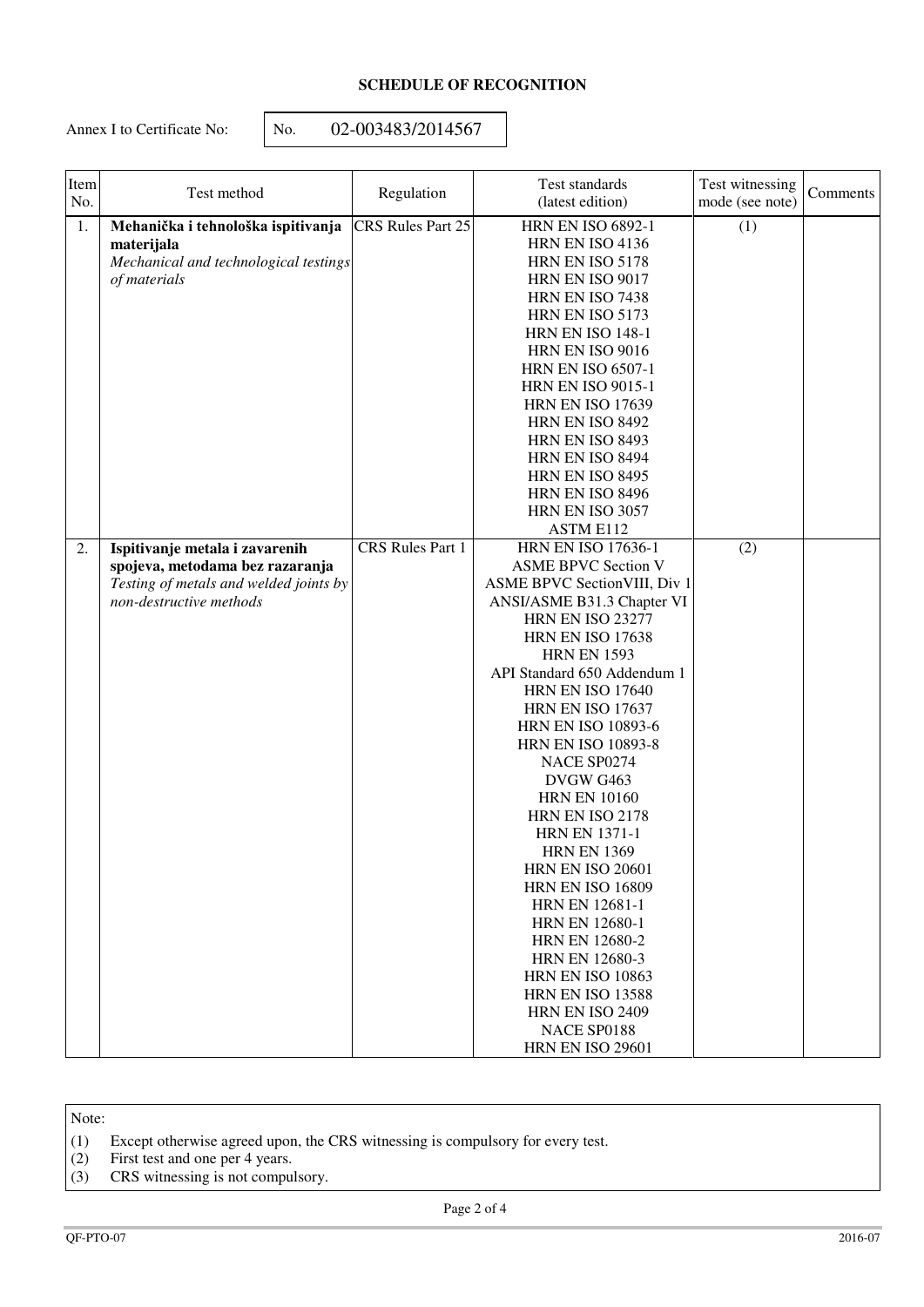**SCHEDULE OF RECOGNITION**

Annex I to Certificate No: No. 02-003483/2014567

| Item No. | Test method | Regulation | Test standards (latest edition) | Test witnessing mode (see note) | Comments |
|---|---|---|---|---|---|
| 1. | **Mehanička i tehnološka ispitivanja materijala** *Mechanical and technological testings of materials* | CRS Rules Part 25 | HRN EN ISO 6892-1<br>HRN EN ISO 4136<br>HRN EN ISO 5178<br>HRN EN ISO 9017<br>HRN EN ISO 7438<br>HRN EN ISO 5173<br>HRN EN ISO 148-1<br>HRN EN ISO 9016<br>HRN EN ISO 6507-1<br>HRN EN ISO 9015-1<br>HRN EN ISO 17639<br>HRN EN ISO 8492<br>HRN EN ISO 8493<br>HRN EN ISO 8494<br>HRN EN ISO 8495<br>HRN EN ISO 8496<br>HRN EN ISO 3057<br>ASTM E112 | (1) | |
| 2. | **Ispitivanje metala i zavarenih spojeva, metodama bez razaranja** *Testing of metals and welded joints by non-destructive methods* | CRS Rules Part 1 | HRN EN ISO 17636-1<br>ASME BPVC Section V<br>ASME BPVC SectionVIII, Div 1<br>ANSI/ASME B31.3 Chapter VI<br>HRN EN ISO 23277<br>HRN EN ISO 17638<br>HRN EN 1593<br>API Standard 650 Addendum 1<br>HRN EN ISO 17640<br>HRN EN ISO 17637<br>HRN EN ISO 10893-6<br>HRN EN ISO 10893-8<br>NACE SP0274<br>DVGW G463<br>HRN EN 10160<br>HRN EN ISO 2178<br>HRN EN 1371-1<br>HRN EN 1369<br>HRN EN ISO 20601<br>HRN EN ISO 16809<br>HRN EN 12681-1<br>HRN EN 12680-1<br>HRN EN 12680-2<br>HRN EN 12680-3<br>HRN EN ISO 10863<br>HRN EN ISO 13588<br>HRN EN ISO 2409<br>NACE SP0188<br>HRN EN ISO 29601 | (2) | |

Note:

(1) Except otherwise agreed upon, the CRS witnessing is compulsory for every test.
(2) First test and one per 4 years.
(3) CRS witnessing is not compulsory.

QF-PTO-07 2016-07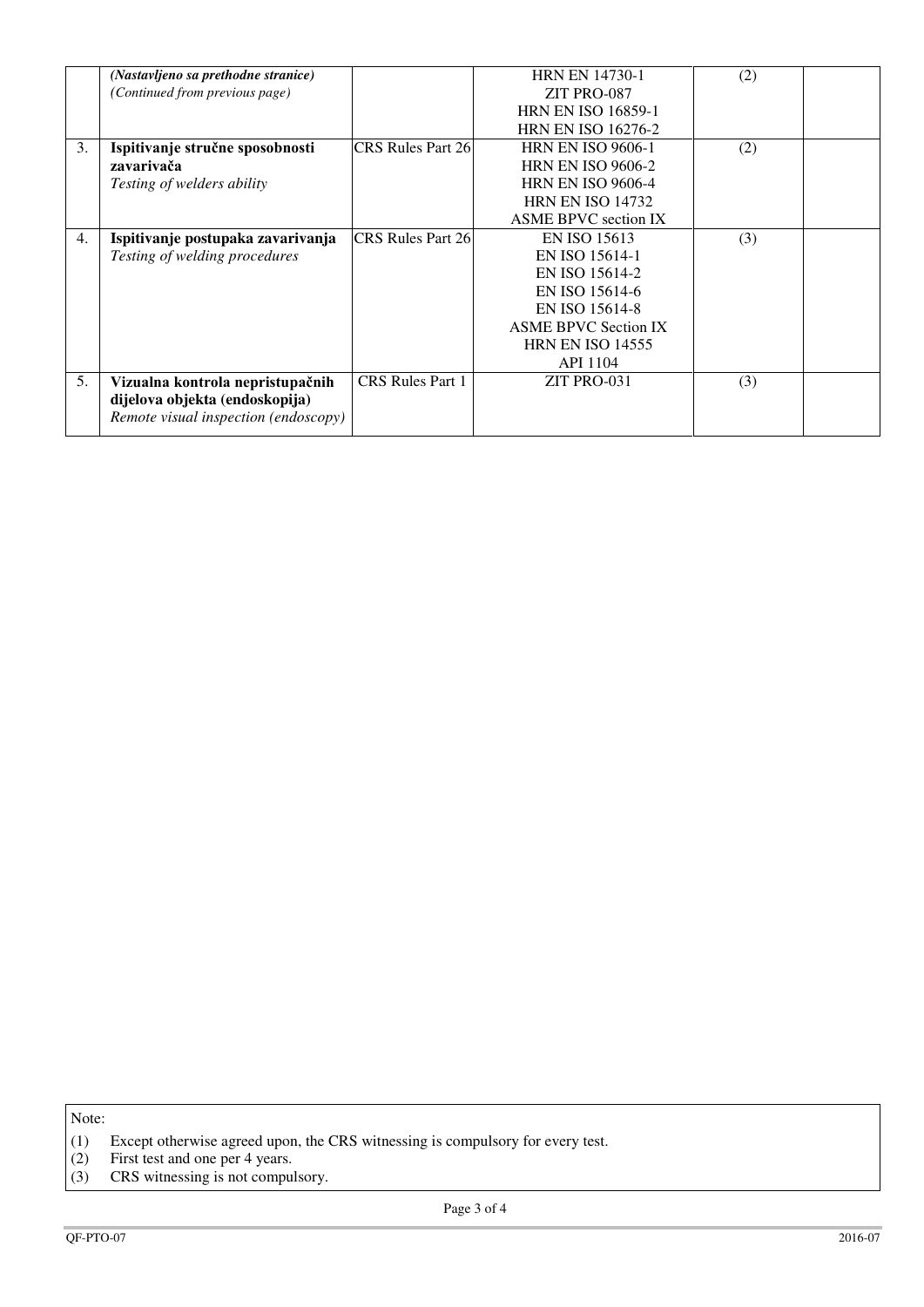| | | | | | |
|---|---|---|---|---|---|
| | *(Nastavljeno sa prethodne stranice)*<br>*(Continued from previous page)* | | HRN EN 14730-1<br>ZIT PRO-087<br>HRN EN ISO 16859-1<br>HRN EN ISO 16276-2 | (2) | |
| 3. | **Ispitivanje stručne sposobnosti zavarivača**<br>*Testing of welders ability* | CRS Rules Part 26 | HRN EN ISO 9606-1<br>HRN EN ISO 9606-2<br>HRN EN ISO 9606-4<br>HRN EN ISO 14732<br>ASME BPVC section IX | (2) | |
| 4. | **Ispitivanje postupaka zavarivanja**<br>*Testing of welding procedures* | CRS Rules Part 26 | EN ISO 15613<br>EN ISO 15614-1<br>EN ISO 15614-2<br>EN ISO 15614-6<br>EN ISO 15614-8<br>ASME BPVC Section IX<br>HRN EN ISO 14555<br>API 1104 | (3) | |
| 5. | **Vizualna kontrola nepristupačnih dijelova objekta (endoskopija)**<br>*Remote visual inspection (endoscopy)* | CRS Rules Part 1 | ZIT PRO-031 | (3) | |

Note:

(1) Except otherwise agreed upon, the CRS witnessing is compulsory for every test.
(2) First test and one per 4 years.
(3) CRS witnessing is not compulsory.

QF-PTO-07 2016-07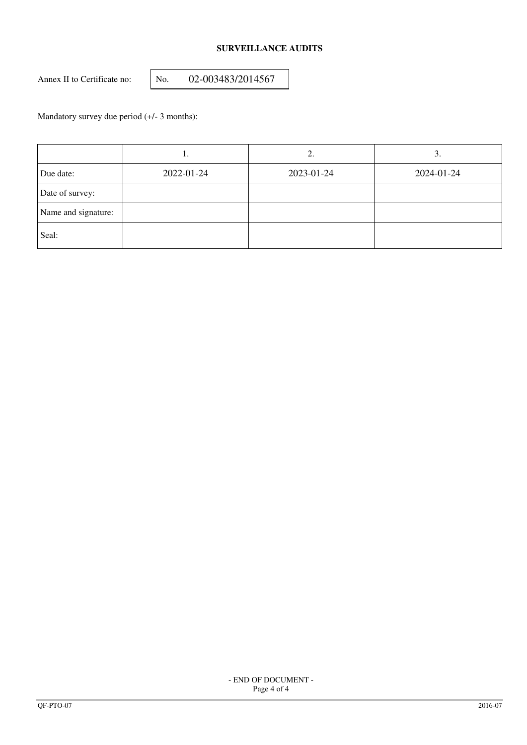## SURVEILLANCE AUDITS

Annex II to Certificate no: No. 02-003483/2014567

Mandatory survey due period (+/- 3 months):

| | 1. | 2. | 3. |
|---|---|---|---|
| Due date: | 2022-01-24 | 2023-01-24 | 2024-01-24 |
| Date of survey: | | | |
| Name and signature: | | | |
| Seal: | | | |

- END OF DOCUMENT -

QF-PTO-07 2016-07